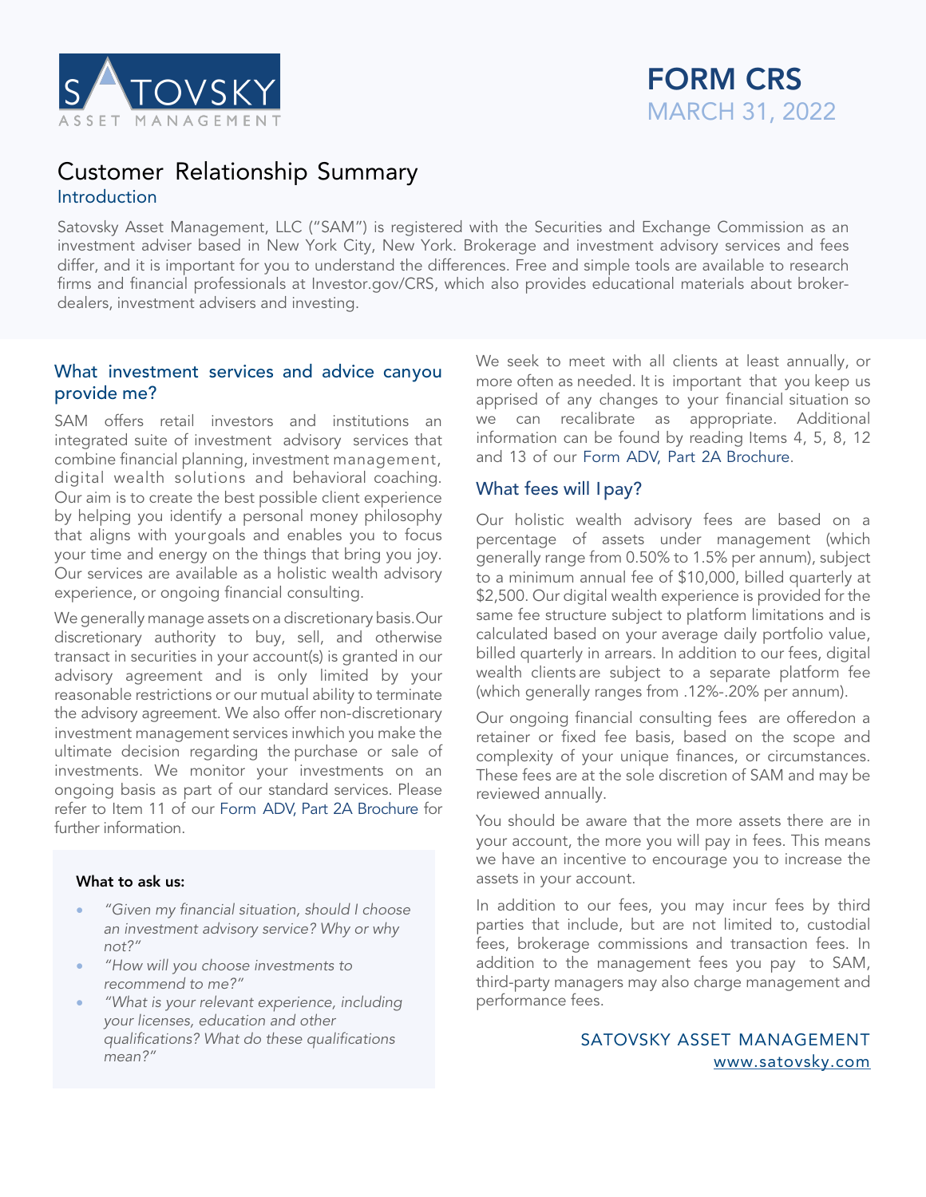SATOVSKY ASSET MANAGEMENT

# FORM CRS

MARCH 31, 2022

## Customer Relationship Summary

### Introduction

Satovsky Asset Management, LLC ("SAM") is registered with the Securities and Exchange Commission as an investment adviser based in New York City, New York. Brokerage and investment advisory services and fees differ, and it is important for you to understand the differences. Free and simple tools are available to research firms and financial professionals at Investor.gov/CRS, which also provides educational materials about broker-dealers, investment advisers and investing.

### What investment services and advice canyou provide me?

SAM offers retail investors and institutions an integrated suite of investment advisory services that combine financial planning, investment management, digital wealth solutions and behavioral coaching. Our aim is to create the best possible client experience by helping you identify a personal money philosophy that aligns with yourgoals and enables you to focus your time and energy on the things that bring you joy. Our services are available as a holistic wealth advisory experience, or ongoing financial consulting.

We generally manage assets on a discretionary basis.Our discretionary authority to buy, sell, and otherwise transact in securities in your account(s) is granted in our advisory agreement and is only limited by your reasonable restrictions or our mutual ability to terminate the advisory agreement. We also offer non-discretionary investment management services inwhich you make the ultimate decision regarding the purchase or sale of investments. We monitor your investments on an ongoing basis as part of our standard services. Please refer to Item 11 of our Form ADV, Part 2A Brochure for further information.

**What to ask us:**

- *"Given my financial situation, should I choose an investment advisory service? Why or why not?"*
- *"How will you choose investments to recommend to me?"*
- *"What is your relevant experience, including your licenses, education and other qualifications? What do these qualifications mean?"*

We seek to meet with all clients at least annually, or more often as needed. It is important that you keep us apprised of any changes to your financial situation so we can recalibrate as appropriate. Additional information can be found by reading Items 4, 5, 8, 12 and 13 of our Form ADV, Part 2A Brochure.

### What fees will I pay?

Our holistic wealth advisory fees are based on a percentage of assets under management (which generally range from 0.50% to 1.5% per annum), subject to a minimum annual fee of $10,000, billed quarterly at $2,500. Our digital wealth experience is provided for the same fee structure subject to platform limitations and is calculated based on your average daily portfolio value, billed quarterly in arrears. In addition to our fees, digital wealth clients are subject to a separate platform fee (which generally ranges from .12%-.20% per annum).

Our ongoing financial consulting fees are offeredon a retainer or fixed fee basis, based on the scope and complexity of your unique finances, or circumstances. These fees are at the sole discretion of SAM and may be reviewed annually.

You should be aware that the more assets there are in your account, the more you will pay in fees. This means we have an incentive to encourage you to increase the assets in your account.

In addition to our fees, you may incur fees by third parties that include, but are not limited to, custodial fees, brokerage commissions and transaction fees. In addition to the management fees you pay to SAM, third-party managers may also charge management and performance fees.

SATOVSKY ASSET MANAGEMENT
www.satovsky.com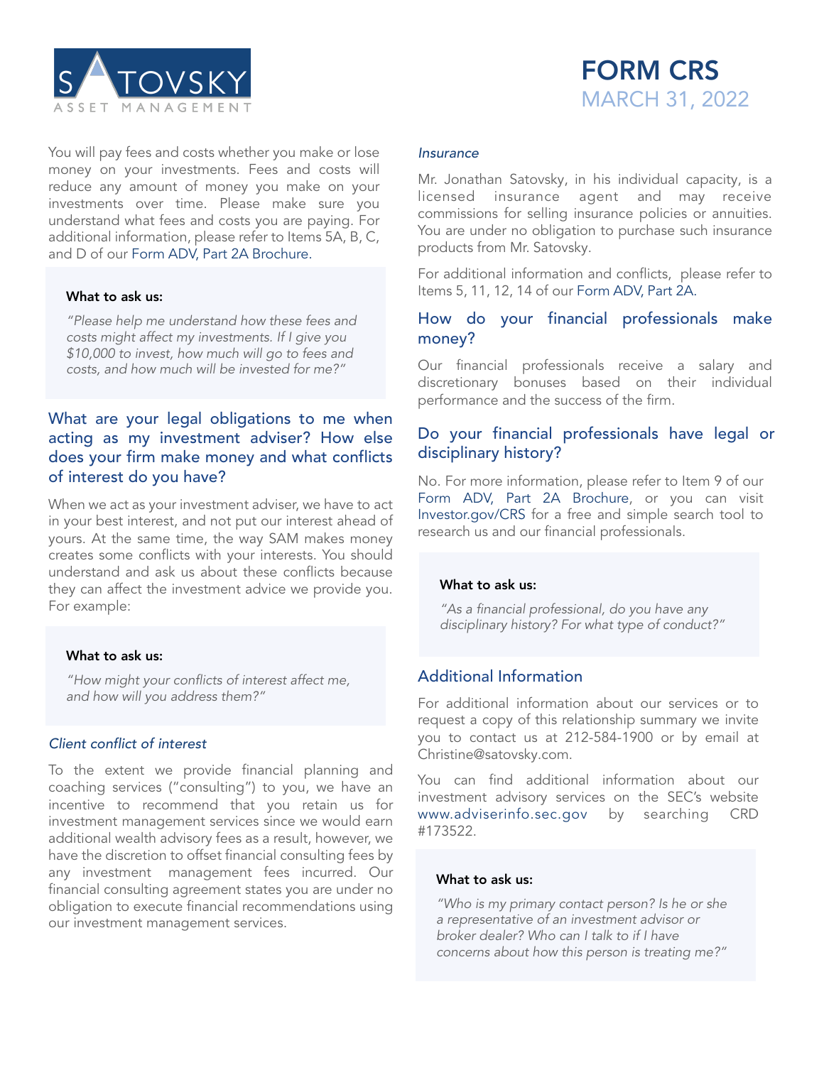# FORM CRS

MARCH 31, 2022

You will pay fees and costs whether you make or lose money on your investments. Fees and costs will reduce any amount of money you make on your investments over time. Please make sure you understand what fees and costs you are paying. For additional information, please refer to Items 5A, B, C, and D of our Form ADV, Part 2A Brochure.

**What to ask us:**

*"Please help me understand how these fees and costs might affect my investments. If I give you $10,000 to invest, how much will go to fees and costs, and how much will be invested for me?"*

## What are your legal obligations to me when acting as my investment adviser? How else does your firm make money and what conflicts of interest do you have?

When we act as your investment adviser, we have to act in your best interest, and not put our interest ahead of yours. At the same time, the way SAM makes money creates some conflicts with your interests. You should understand and ask us about these conflicts because they can affect the investment advice we provide you. For example:

**What to ask us:**

*"How might your conflicts of interest affect me, and how will you address them?"*

*Client conflict of interest*

To the extent we provide financial planning and coaching services ("consulting") to you, we have an incentive to recommend that you retain us for investment management services since we would earn additional wealth advisory fees as a result, however, we have the discretion to offset financial consulting fees by any investment management fees incurred. Our financial consulting agreement states you are under no obligation to execute financial recommendations using our investment management services.

*Insurance*

Mr. Jonathan Satovsky, in his individual capacity, is a licensed insurance agent and may receive commissions for selling insurance policies or annuities. You are under no obligation to purchase such insurance products from Mr. Satovsky.

For additional information and conflicts, please refer to Items 5, 11, 12, 14 of our Form ADV, Part 2A.

## How do your financial professionals make money?

Our financial professionals receive a salary and discretionary bonuses based on their individual performance and the success of the firm.

## Do your financial professionals have legal or disciplinary history?

No. For more information, please refer to Item 9 of our Form ADV, Part 2A Brochure, or you can visit Investor.gov/CRS for a free and simple search tool to research us and our financial professionals.

**What to ask us:**

*"As a financial professional, do you have any disciplinary history? For what type of conduct?"*

## Additional Information

For additional information about our services or to request a copy of this relationship summary we invite you to contact us at 212-584-1900 or by email at Christine@satovsky.com.

You can find additional information about our investment advisory services on the SEC's website www.adviserinfo.sec.gov by searching CRD #173522.

**What to ask us:**

*"Who is my primary contact person? Is he or she a representative of an investment advisor or broker dealer? Who can I talk to if I have concerns about how this person is treating me?"*